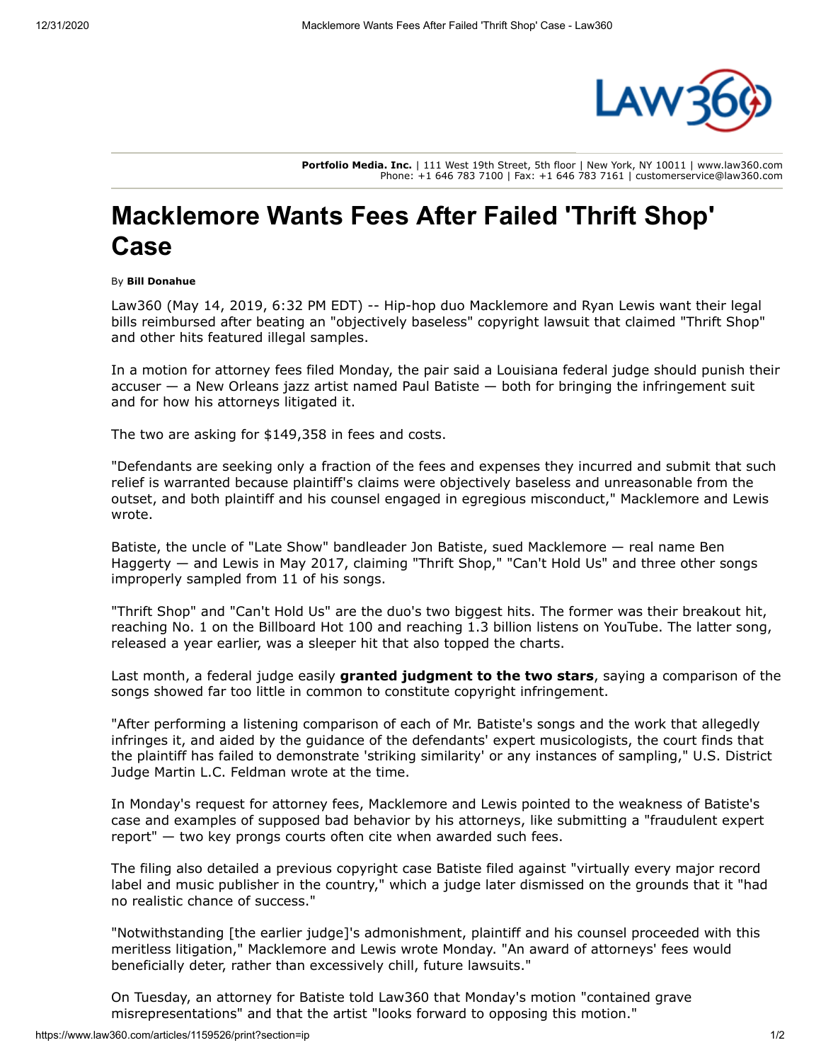# Macklemore Wants Fees After Failed 'Thrift Shop' Case

By **Bill Donahue**

Law360 (May 14, 2019, 6:32 PM EDT) -- Hip-hop duo Macklemore and Ryan Lewis want their legal bills reimbursed after beating an "objectively baseless" copyright lawsuit that claimed "Thrift Shop" and other hits featured illegal samples.

In a motion for attorney fees filed Monday, the pair said a Louisiana federal judge should punish their accuser — a New Orleans jazz artist named Paul Batiste — both for bringing the infringement suit and for how his attorneys litigated it.

The two are asking for $149,358 in fees and costs.

"Defendants are seeking only a fraction of the fees and expenses they incurred and submit that such relief is warranted because plaintiff's claims were objectively baseless and unreasonable from the outset, and both plaintiff and his counsel engaged in egregious misconduct," Macklemore and Lewis wrote.

Batiste, the uncle of "Late Show" bandleader Jon Batiste, sued Macklemore — real name Ben Haggerty — and Lewis in May 2017, claiming "Thrift Shop," "Can't Hold Us" and three other songs improperly sampled from 11 of his songs.

"Thrift Shop" and "Can't Hold Us" are the duo's two biggest hits. The former was their breakout hit, reaching No. 1 on the Billboard Hot 100 and reaching 1.3 billion listens on YouTube. The latter song, released a year earlier, was a sleeper hit that also topped the charts.

Last month, a federal judge easily **granted judgment to the two stars**, saying a comparison of the songs showed far too little in common to constitute copyright infringement.

"After performing a listening comparison of each of Mr. Batiste's songs and the work that allegedly infringes it, and aided by the guidance of the defendants' expert musicologists, the court finds that the plaintiff has failed to demonstrate 'striking similarity' or any instances of sampling," U.S. District Judge Martin L.C. Feldman wrote at the time.

In Monday's request for attorney fees, Macklemore and Lewis pointed to the weakness of Batiste's case and examples of supposed bad behavior by his attorneys, like submitting a "fraudulent expert report" — two key prongs courts often cite when awarded such fees.

The filing also detailed a previous copyright case Batiste filed against "virtually every major record label and music publisher in the country," which a judge later dismissed on the grounds that it "had no realistic chance of success."

"Notwithstanding [the earlier judge]'s admonishment, plaintiff and his counsel proceeded with this meritless litigation," Macklemore and Lewis wrote Monday. "An award of attorneys' fees would beneficially deter, rather than excessively chill, future lawsuits."

On Tuesday, an attorney for Batiste told Law360 that Monday's motion "contained grave misrepresentations" and that the artist "looks forward to opposing this motion."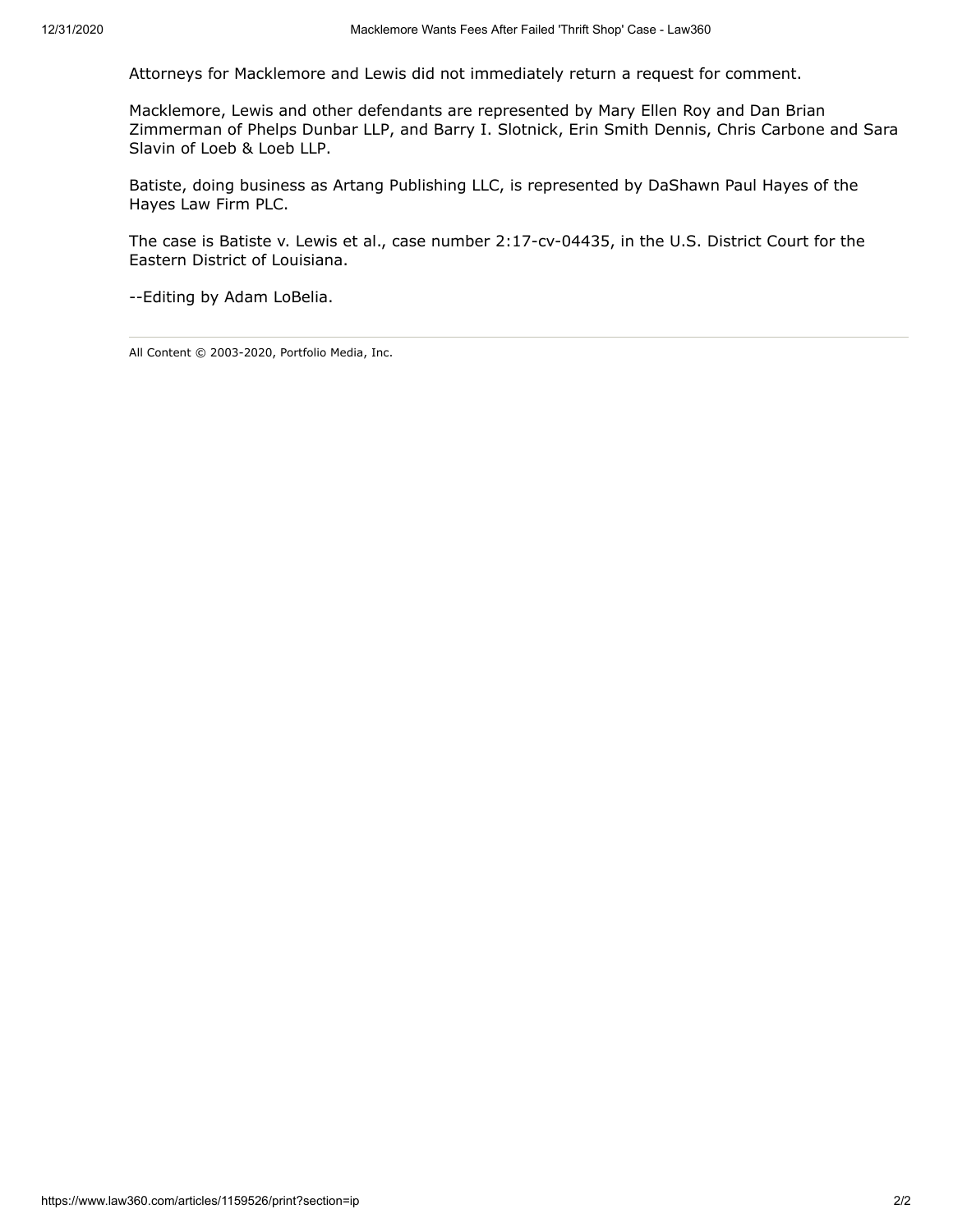Attorneys for Macklemore and Lewis did not immediately return a request for comment.

Macklemore, Lewis and other defendants are represented by Mary Ellen Roy and Dan Brian Zimmerman of Phelps Dunbar LLP, and Barry I. Slotnick, Erin Smith Dennis, Chris Carbone and Sara Slavin of Loeb & Loeb LLP.

Batiste, doing business as Artang Publishing LLC, is represented by DaShawn Paul Hayes of the Hayes Law Firm PLC.

The case is Batiste v. Lewis et al., case number 2:17-cv-04435, in the U.S. District Court for the Eastern District of Louisiana.

--Editing by Adam LoBelia.

---

All Content © 2003-2020, Portfolio Media, Inc.